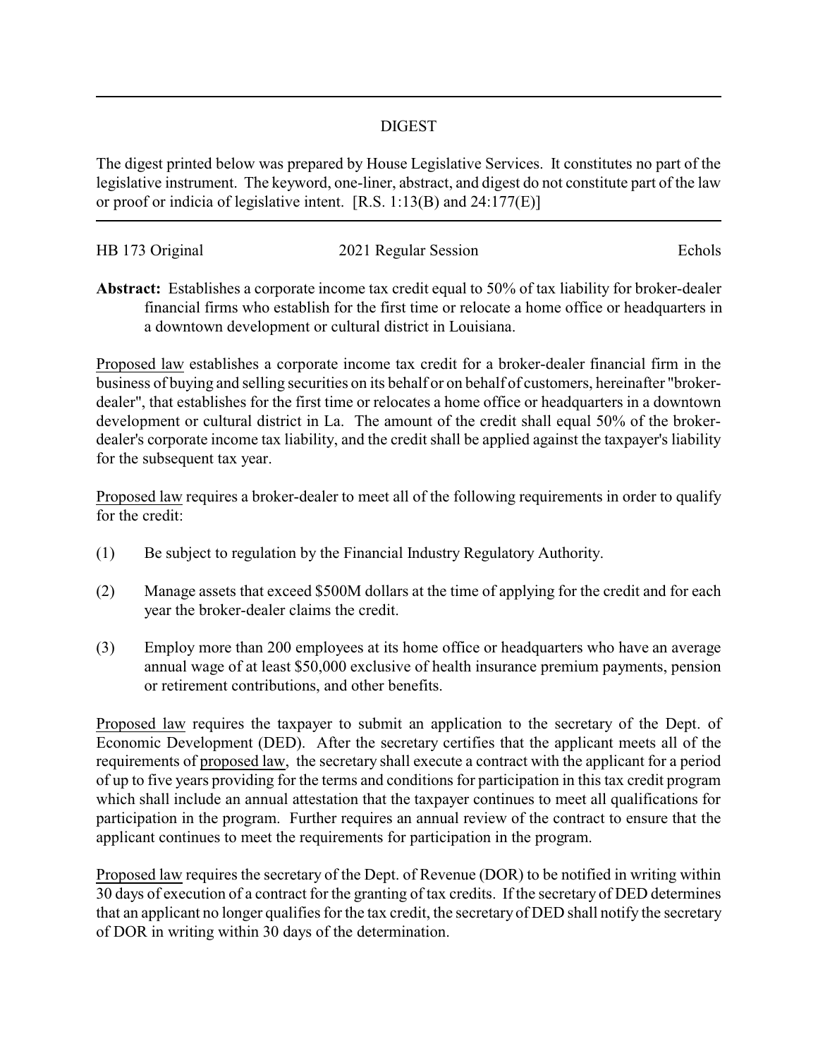## DIGEST

The digest printed below was prepared by House Legislative Services. It constitutes no part of the legislative instrument. The keyword, one-liner, abstract, and digest do not constitute part of the law or proof or indicia of legislative intent. [R.S. 1:13(B) and 24:177(E)]

HB 173 Original | 2021 Regular Session | Echols

**Abstract:** Establishes a corporate income tax credit equal to 50% of tax liability for broker-dealer financial firms who establish for the first time or relocate a home office or headquarters in a downtown development or cultural district in Louisiana.

Proposed law establishes a corporate income tax credit for a broker-dealer financial firm in the business of buying and selling securities on its behalf or on behalf of customers, hereinafter "broker-dealer", that establishes for the first time or relocates a home office or headquarters in a downtown development or cultural district in La. The amount of the credit shall equal 50% of the broker-dealer's corporate income tax liability, and the credit shall be applied against the taxpayer's liability for the subsequent tax year.

Proposed law requires a broker-dealer to meet all of the following requirements in order to qualify for the credit:

(1) Be subject to regulation by the Financial Industry Regulatory Authority.

(2) Manage assets that exceed $500M dollars at the time of applying for the credit and for each year the broker-dealer claims the credit.

(3) Employ more than 200 employees at its home office or headquarters who have an average annual wage of at least $50,000 exclusive of health insurance premium payments, pension or retirement contributions, and other benefits.

Proposed law requires the taxpayer to submit an application to the secretary of the Dept. of Economic Development (DED). After the secretary certifies that the applicant meets all of the requirements of proposed law, the secretary shall execute a contract with the applicant for a period of up to five years providing for the terms and conditions for participation in this tax credit program which shall include an annual attestation that the taxpayer continues to meet all qualifications for participation in the program. Further requires an annual review of the contract to ensure that the applicant continues to meet the requirements for participation in the program.

Proposed law requires the secretary of the Dept. of Revenue (DOR) to be notified in writing within 30 days of execution of a contract for the granting of tax credits. If the secretary of DED determines that an applicant no longer qualifies for the tax credit, the secretary of DED shall notify the secretary of DOR in writing within 30 days of the determination.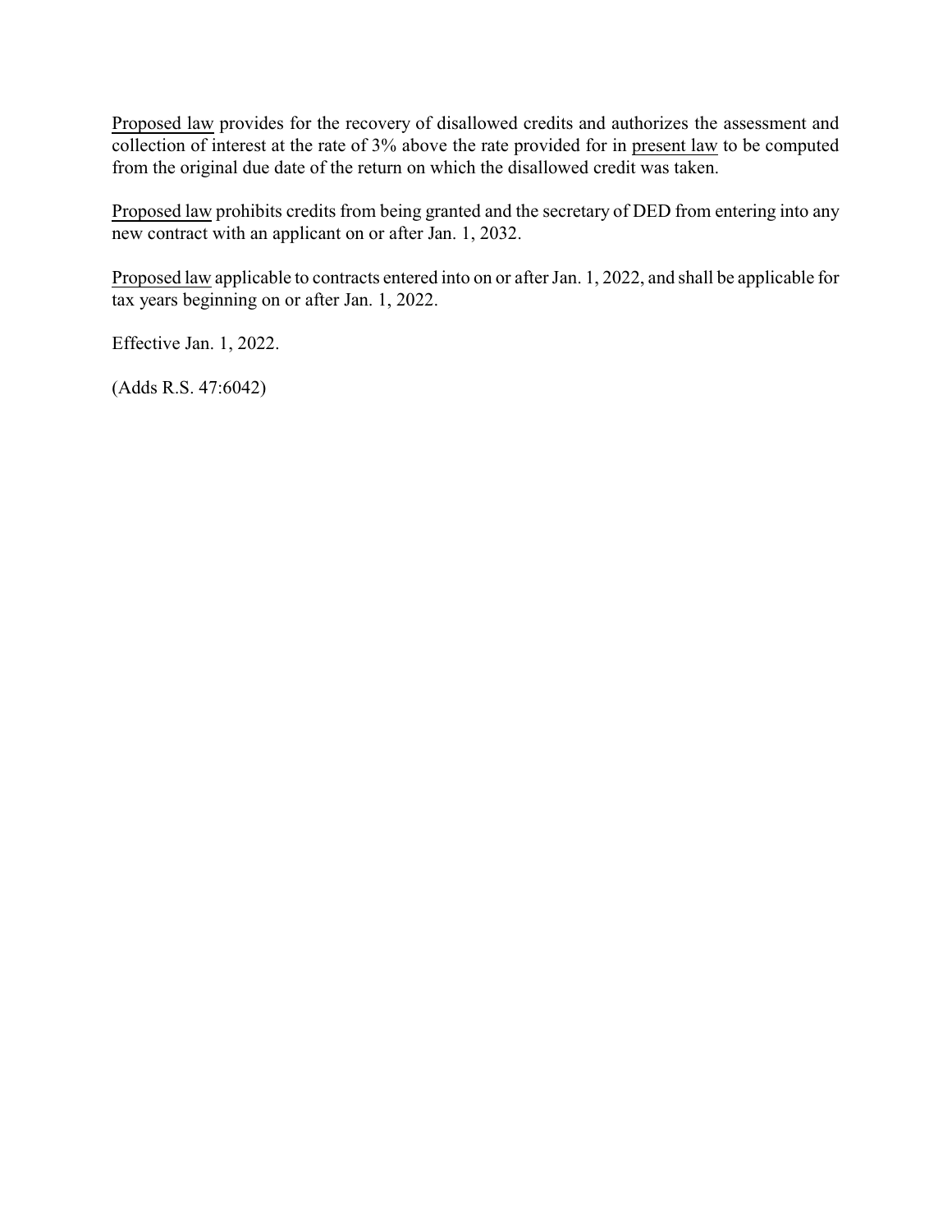Proposed law provides for the recovery of disallowed credits and authorizes the assessment and collection of interest at the rate of 3% above the rate provided for in present law to be computed from the original due date of the return on which the disallowed credit was taken.

Proposed law prohibits credits from being granted and the secretary of DED from entering into any new contract with an applicant on or after Jan. 1, 2032.

Proposed law applicable to contracts entered into on or after Jan. 1, 2022, and shall be applicable for tax years beginning on or after Jan. 1, 2022.

Effective Jan. 1, 2022.

(Adds R.S. 47:6042)